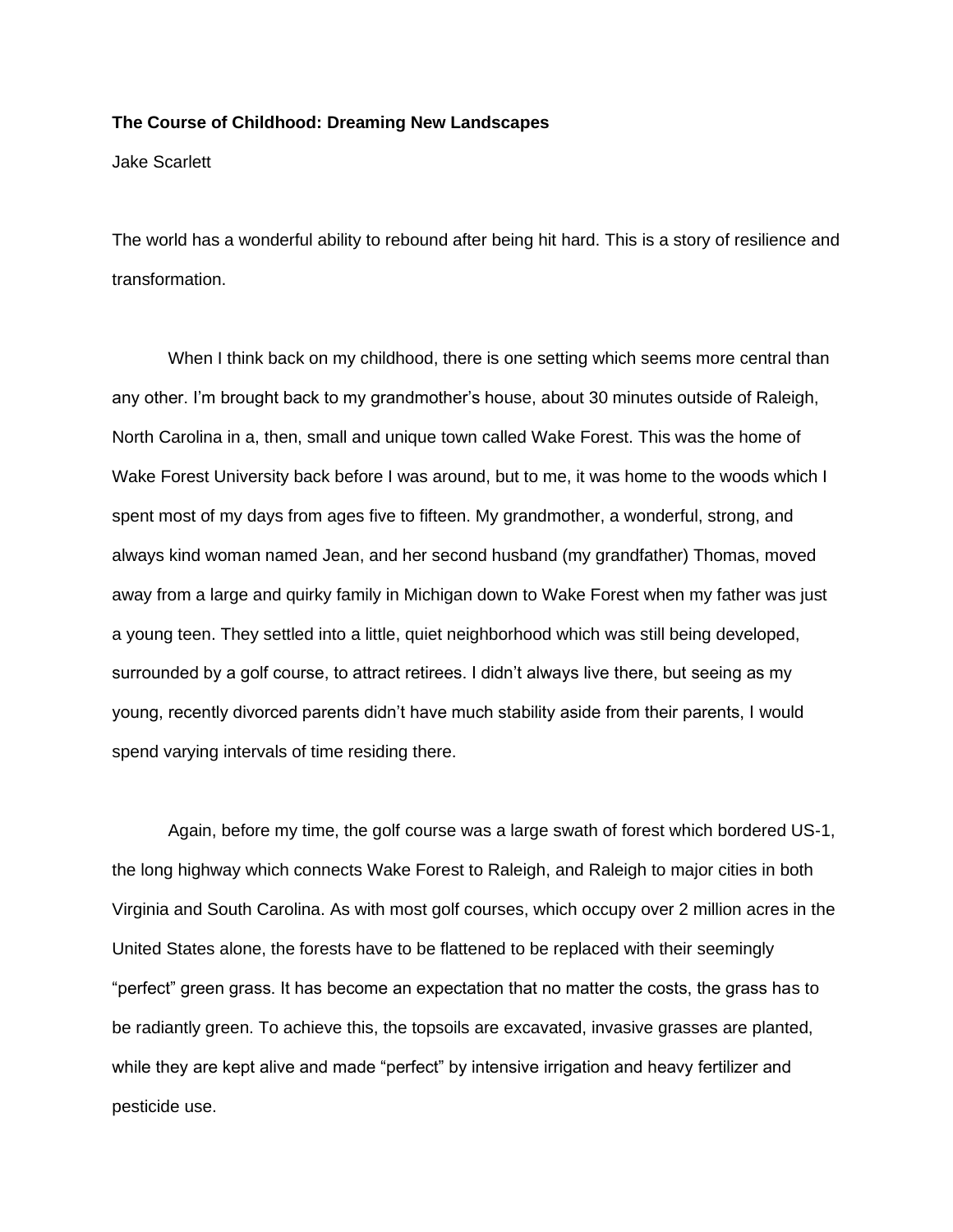**The Course of Childhood: Dreaming New Landscapes**

Jake Scarlett

The world has a wonderful ability to rebound after being hit hard. This is a story of resilience and transformation.

When I think back on my childhood, there is one setting which seems more central than any other. I'm brought back to my grandmother's house, about 30 minutes outside of Raleigh, North Carolina in a, then, small and unique town called Wake Forest. This was the home of Wake Forest University back before I was around, but to me, it was home to the woods which I spent most of my days from ages five to fifteen. My grandmother, a wonderful, strong, and always kind woman named Jean, and her second husband (my grandfather) Thomas, moved away from a large and quirky family in Michigan down to Wake Forest when my father was just a young teen. They settled into a little, quiet neighborhood which was still being developed, surrounded by a golf course, to attract retirees. I didn't always live there, but seeing as my young, recently divorced parents didn't have much stability aside from their parents, I would spend varying intervals of time residing there.

Again, before my time, the golf course was a large swath of forest which bordered US-1, the long highway which connects Wake Forest to Raleigh, and Raleigh to major cities in both Virginia and South Carolina. As with most golf courses, which occupy over 2 million acres in the United States alone, the forests have to be flattened to be replaced with their seemingly "perfect" green grass. It has become an expectation that no matter the costs, the grass has to be radiantly green. To achieve this, the topsoils are excavated, invasive grasses are planted, while they are kept alive and made "perfect" by intensive irrigation and heavy fertilizer and pesticide use.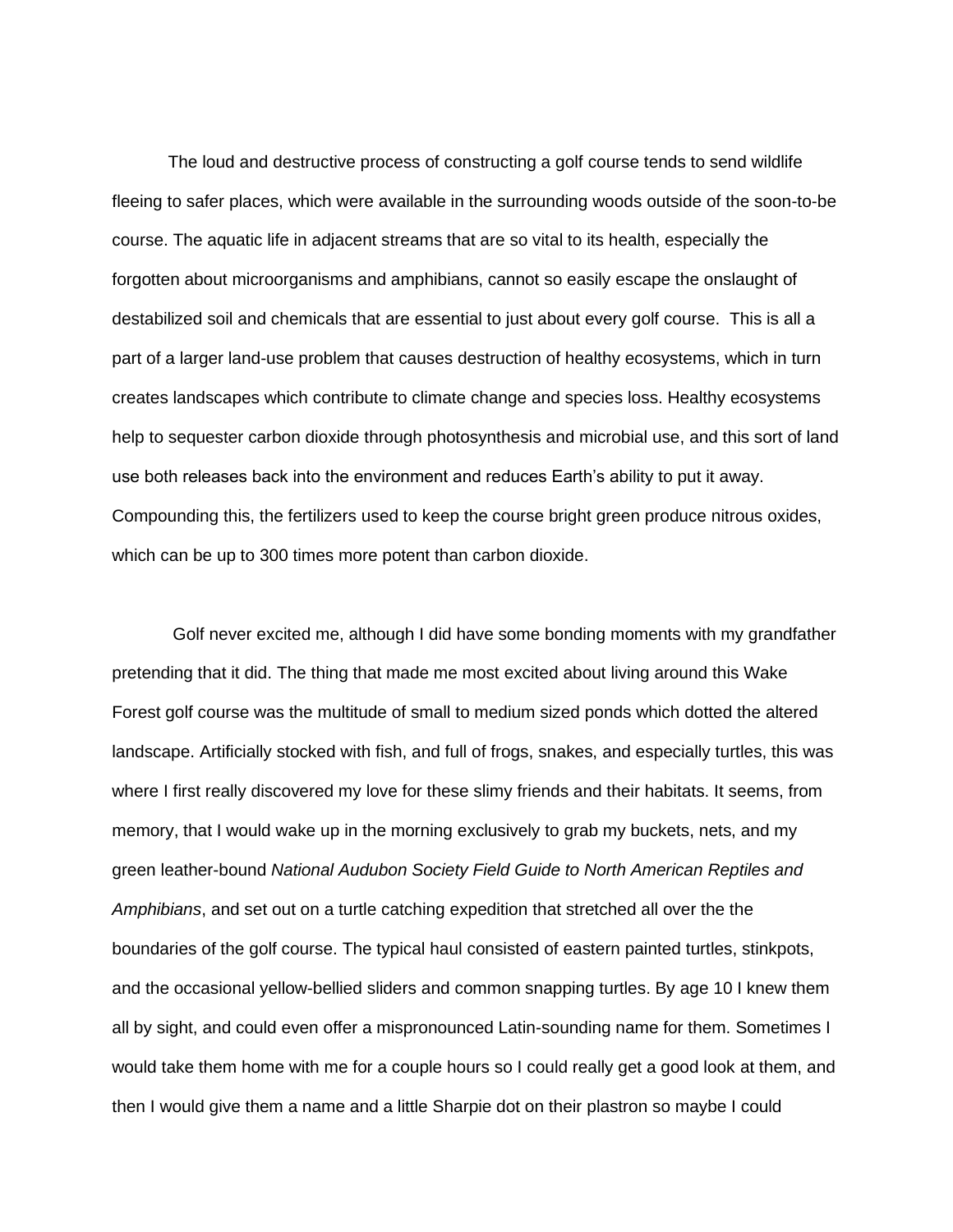The loud and destructive process of constructing a golf course tends to send wildlife fleeing to safer places, which were available in the surrounding woods outside of the soon-to-be course. The aquatic life in adjacent streams that are so vital to its health, especially the forgotten about microorganisms and amphibians, cannot so easily escape the onslaught of destabilized soil and chemicals that are essential to just about every golf course. This is all a part of a larger land-use problem that causes destruction of healthy ecosystems, which in turn creates landscapes which contribute to climate change and species loss. Healthy ecosystems help to sequester carbon dioxide through photosynthesis and microbial use, and this sort of land use both releases back into the environment and reduces Earth's ability to put it away. Compounding this, the fertilizers used to keep the course bright green produce nitrous oxides, which can be up to 300 times more potent than carbon dioxide.

Golf never excited me, although I did have some bonding moments with my grandfather pretending that it did. The thing that made me most excited about living around this Wake Forest golf course was the multitude of small to medium sized ponds which dotted the altered landscape. Artificially stocked with fish, and full of frogs, snakes, and especially turtles, this was where I first really discovered my love for these slimy friends and their habitats. It seems, from memory, that I would wake up in the morning exclusively to grab my buckets, nets, and my green leather-bound *National Audubon Society Field Guide to North American Reptiles and Amphibians*, and set out on a turtle catching expedition that stretched all over the the boundaries of the golf course. The typical haul consisted of eastern painted turtles, stinkpots, and the occasional yellow-bellied sliders and common snapping turtles. By age 10 I knew them all by sight, and could even offer a mispronounced Latin-sounding name for them. Sometimes I would take them home with me for a couple hours so I could really get a good look at them, and then I would give them a name and a little Sharpie dot on their plastron so maybe I could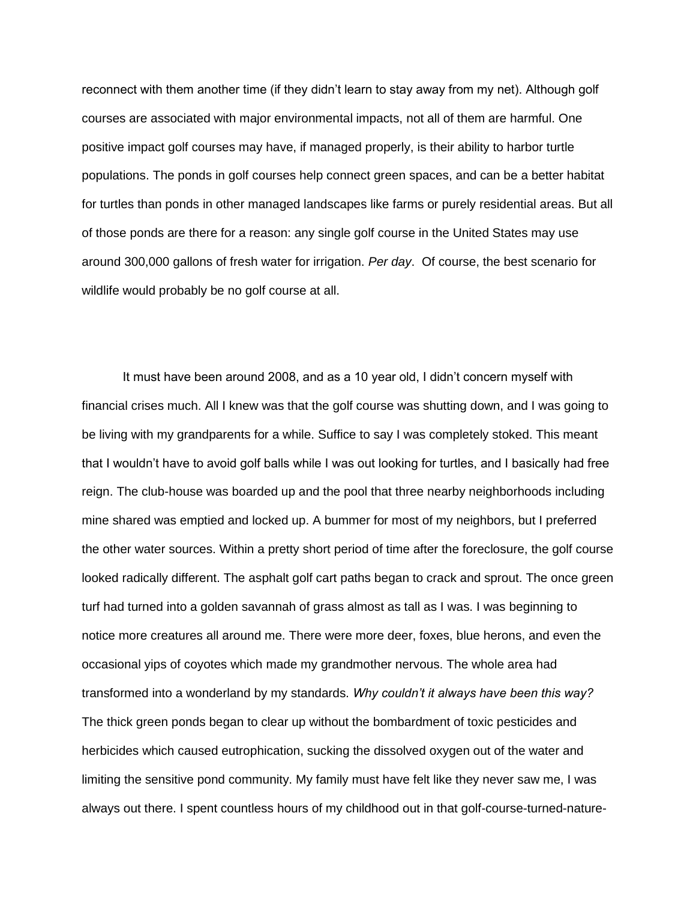reconnect with them another time (if they didn't learn to stay away from my net). Although golf courses are associated with major environmental impacts, not all of them are harmful. One positive impact golf courses may have, if managed properly, is their ability to harbor turtle populations. The ponds in golf courses help connect green spaces, and can be a better habitat for turtles than ponds in other managed landscapes like farms or purely residential areas. But all of those ponds are there for a reason: any single golf course in the United States may use around 300,000 gallons of fresh water for irrigation. *Per day*. Of course, the best scenario for wildlife would probably be no golf course at all.

It must have been around 2008, and as a 10 year old, I didn't concern myself with financial crises much. All I knew was that the golf course was shutting down, and I was going to be living with my grandparents for a while. Suffice to say I was completely stoked. This meant that I wouldn't have to avoid golf balls while I was out looking for turtles, and I basically had free reign. The club-house was boarded up and the pool that three nearby neighborhoods including mine shared was emptied and locked up. A bummer for most of my neighbors, but I preferred the other water sources. Within a pretty short period of time after the foreclosure, the golf course looked radically different. The asphalt golf cart paths began to crack and sprout. The once green turf had turned into a golden savannah of grass almost as tall as I was. I was beginning to notice more creatures all around me. There were more deer, foxes, blue herons, and even the occasional yips of coyotes which made my grandmother nervous. The whole area had transformed into a wonderland by my standards. *Why couldn't it always have been this way?* The thick green ponds began to clear up without the bombardment of toxic pesticides and herbicides which caused eutrophication, sucking the dissolved oxygen out of the water and limiting the sensitive pond community. My family must have felt like they never saw me, I was always out there. I spent countless hours of my childhood out in that golf-course-turned-nature-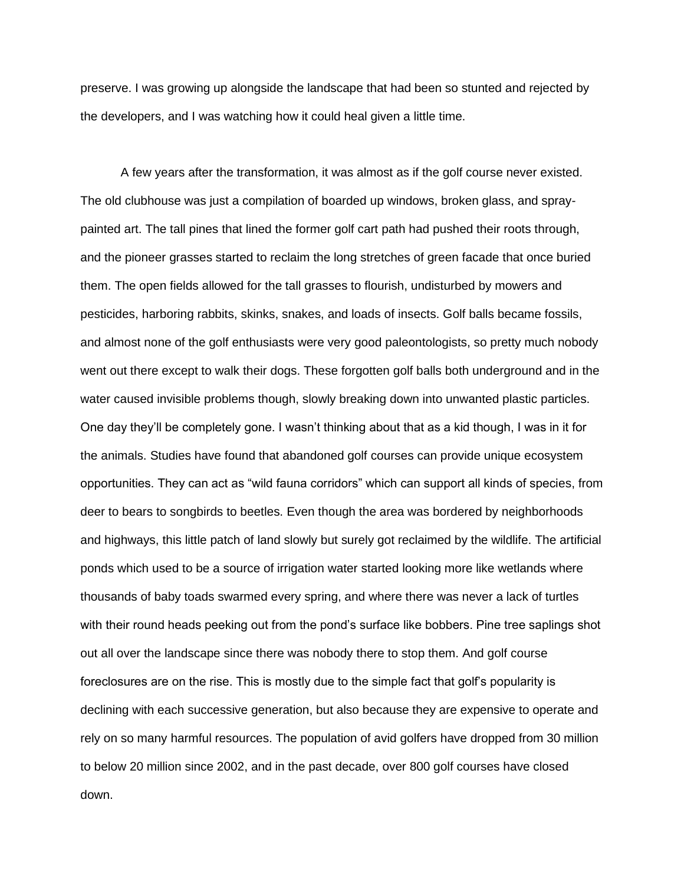preserve. I was growing up alongside the landscape that had been so stunted and rejected by the developers, and I was watching how it could heal given a little time.

A few years after the transformation, it was almost as if the golf course never existed. The old clubhouse was just a compilation of boarded up windows, broken glass, and spray-painted art. The tall pines that lined the former golf cart path had pushed their roots through, and the pioneer grasses started to reclaim the long stretches of green facade that once buried them. The open fields allowed for the tall grasses to flourish, undisturbed by mowers and pesticides, harboring rabbits, skinks, snakes, and loads of insects. Golf balls became fossils, and almost none of the golf enthusiasts were very good paleontologists, so pretty much nobody went out there except to walk their dogs. These forgotten golf balls both underground and in the water caused invisible problems though, slowly breaking down into unwanted plastic particles. One day they'll be completely gone. I wasn't thinking about that as a kid though, I was in it for the animals. Studies have found that abandoned golf courses can provide unique ecosystem opportunities. They can act as "wild fauna corridors" which can support all kinds of species, from deer to bears to songbirds to beetles. Even though the area was bordered by neighborhoods and highways, this little patch of land slowly but surely got reclaimed by the wildlife. The artificial ponds which used to be a source of irrigation water started looking more like wetlands where thousands of baby toads swarmed every spring, and where there was never a lack of turtles with their round heads peeking out from the pond's surface like bobbers. Pine tree saplings shot out all over the landscape since there was nobody there to stop them. And golf course foreclosures are on the rise. This is mostly due to the simple fact that golf's popularity is declining with each successive generation, but also because they are expensive to operate and rely on so many harmful resources. The population of avid golfers have dropped from 30 million to below 20 million since 2002, and in the past decade, over 800 golf courses have closed down.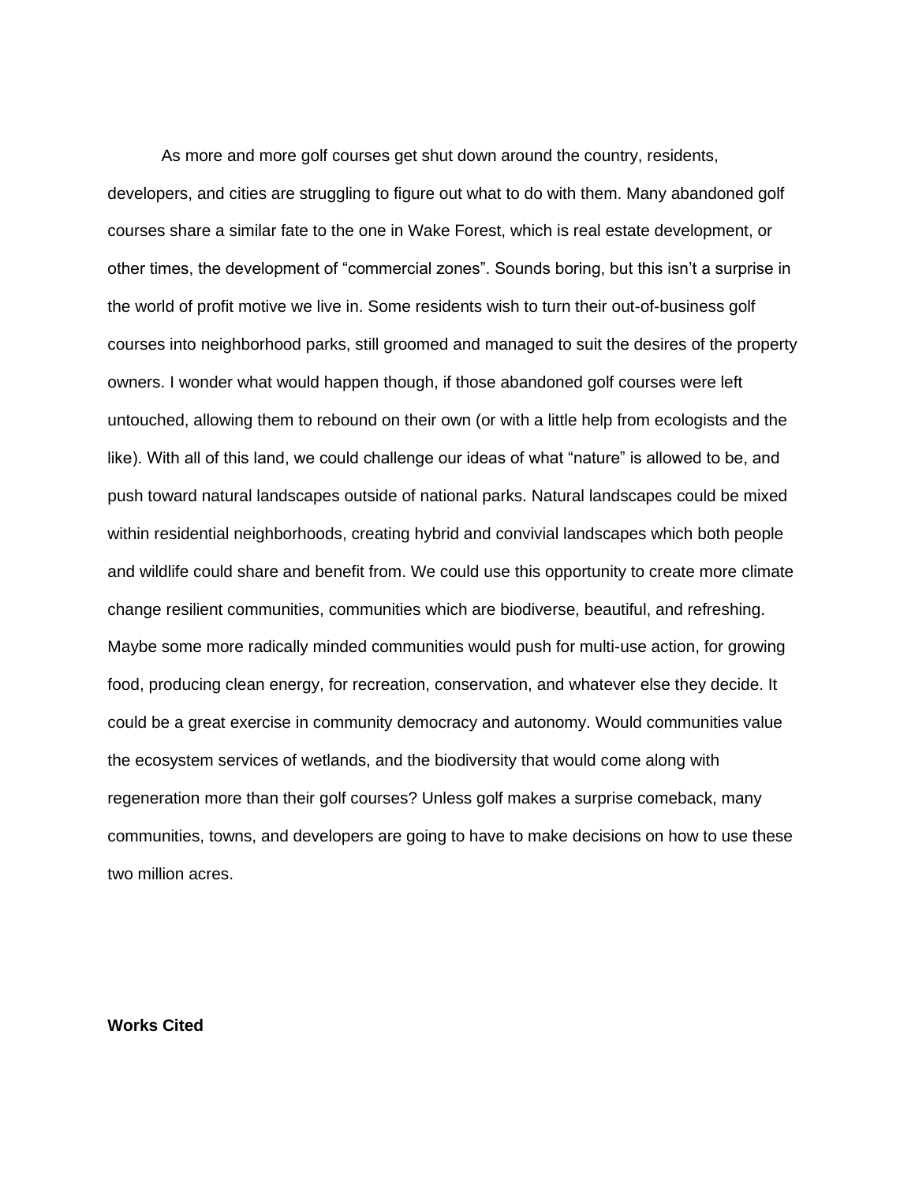As more and more golf courses get shut down around the country, residents, developers, and cities are struggling to figure out what to do with them. Many abandoned golf courses share a similar fate to the one in Wake Forest, which is real estate development, or other times, the development of “commercial zones”. Sounds boring, but this isn’t a surprise in the world of profit motive we live in. Some residents wish to turn their out-of-business golf courses into neighborhood parks, still groomed and managed to suit the desires of the property owners. I wonder what would happen though, if those abandoned golf courses were left untouched, allowing them to rebound on their own (or with a little help from ecologists and the like). With all of this land, we could challenge our ideas of what “nature” is allowed to be, and push toward natural landscapes outside of national parks. Natural landscapes could be mixed within residential neighborhoods, creating hybrid and convivial landscapes which both people and wildlife could share and benefit from. We could use this opportunity to create more climate change resilient communities, communities which are biodiverse, beautiful, and refreshing. Maybe some more radically minded communities would push for multi-use action, for growing food, producing clean energy, for recreation, conservation, and whatever else they decide. It could be a great exercise in community democracy and autonomy. Would communities value the ecosystem services of wetlands, and the biodiversity that would come along with regeneration more than their golf courses? Unless golf makes a surprise comeback, many communities, towns, and developers are going to have to make decisions on how to use these two million acres.

**Works Cited**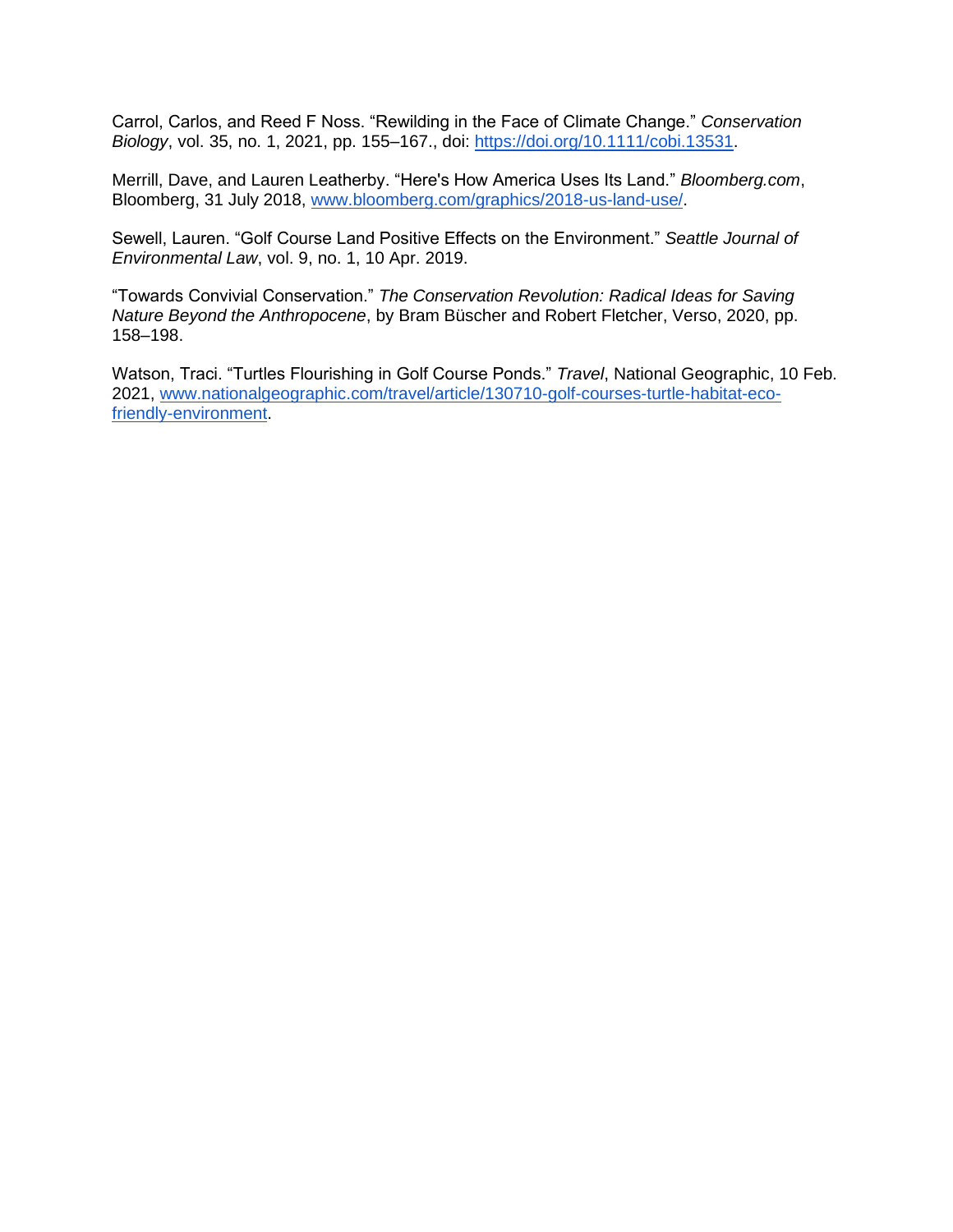Carrol, Carlos, and Reed F Noss. “Rewilding in the Face of Climate Change.” *Conservation Biology*, vol. 35, no. 1, 2021, pp. 155–167., doi: https://doi.org/10.1111/cobi.13531.

Merrill, Dave, and Lauren Leatherby. “Here's How America Uses Its Land.” *Bloomberg.com*, Bloomberg, 31 July 2018, www.bloomberg.com/graphics/2018-us-land-use/.

Sewell, Lauren. “Golf Course Land Positive Effects on the Environment.” *Seattle Journal of Environmental Law*, vol. 9, no. 1, 10 Apr. 2019.

“Towards Convivial Conservation.” *The Conservation Revolution: Radical Ideas for Saving Nature Beyond the Anthropocene*, by Bram Büscher and Robert Fletcher, Verso, 2020, pp. 158–198.

Watson, Traci. “Turtles Flourishing in Golf Course Ponds.” *Travel*, National Geographic, 10 Feb. 2021, www.nationalgeographic.com/travel/article/130710-golf-courses-turtle-habitat-eco-friendly-environment.